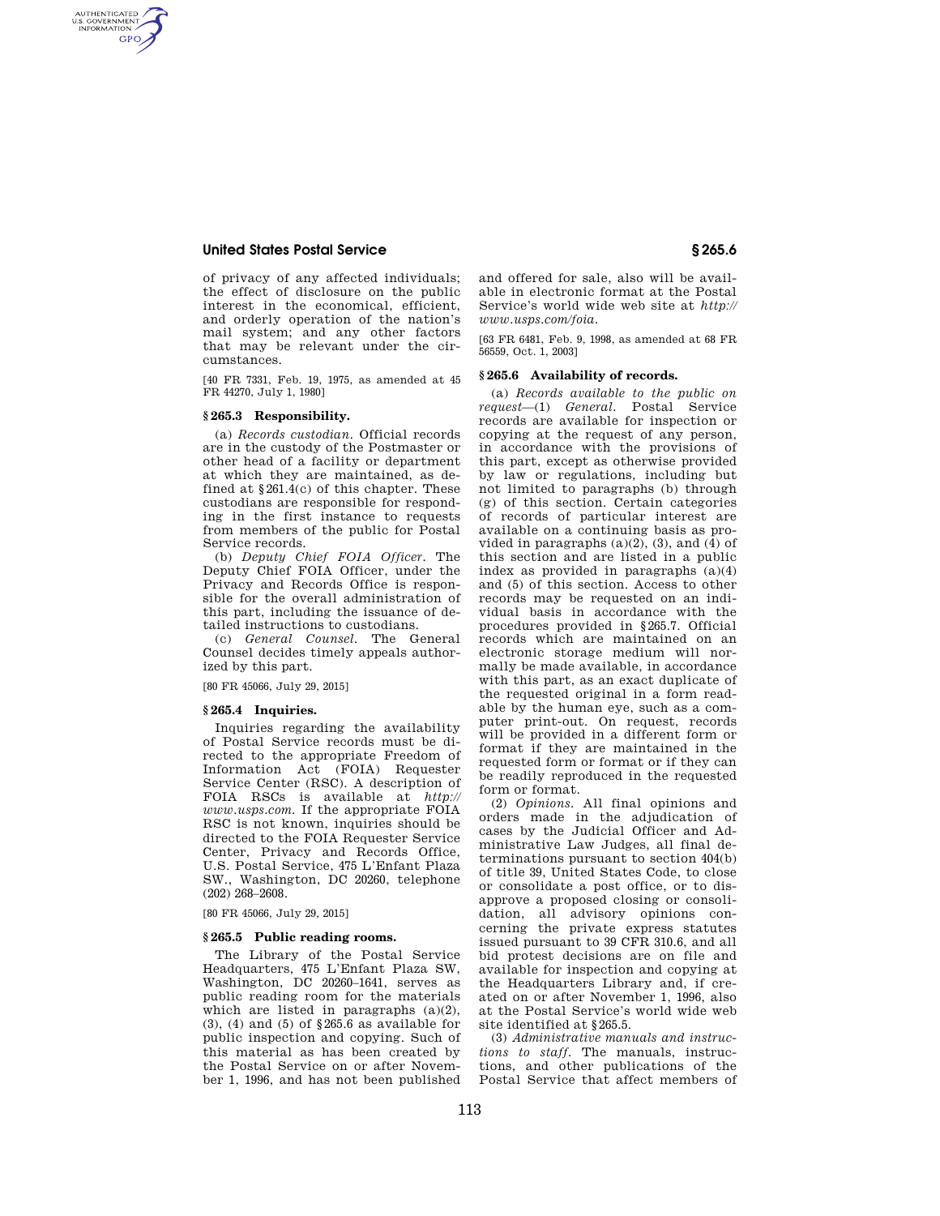of privacy of any affected individuals; the effect of disclosure on the public interest in the economical, efficient, and orderly operation of the nation's mail system; and any other factors that may be relevant under the circumstances.

[40 FR 7331, Feb. 19, 1975, as amended at 45 FR 44270, July 1, 1980]

### § 265.3 Responsibility.

(a) *Records custodian.* Official records are in the custody of the Postmaster or other head of a facility or department at which they are maintained, as defined at § 261.4(c) of this chapter. These custodians are responsible for responding in the first instance to requests from members of the public for Postal Service records.

(b) *Deputy Chief FOIA Officer.* The Deputy Chief FOIA Officer, under the Privacy and Records Office is responsible for the overall administration of this part, including the issuance of detailed instructions to custodians.

(c) *General Counsel.* The General Counsel decides timely appeals authorized by this part.

[80 FR 45066, July 29, 2015]

### § 265.4 Inquiries.

Inquiries regarding the availability of Postal Service records must be directed to the appropriate Freedom of Information Act (FOIA) Requester Service Center (RSC). A description of FOIA RSCs is available at *http://www.usps.com.* If the appropriate FOIA RSC is not known, inquiries should be directed to the FOIA Requester Service Center, Privacy and Records Office, U.S. Postal Service, 475 L'Enfant Plaza SW., Washington, DC 20260, telephone (202) 268–2608.

[80 FR 45066, July 29, 2015]

### § 265.5 Public reading rooms.

The Library of the Postal Service Headquarters, 475 L'Enfant Plaza SW, Washington, DC 20260–1641, serves as public reading room for the materials which are listed in paragraphs (a)(2), (3), (4) and (5) of § 265.6 as available for public inspection and copying. Such of this material as has been created by the Postal Service on or after November 1, 1996, and has not been published and offered for sale, also will be available in electronic format at the Postal Service's world wide web site at *http://www.usps.com/foia.*

[63 FR 6481, Feb. 9, 1998, as amended at 68 FR 56559, Oct. 1, 2003]

### § 265.6 Availability of records.

(a) *Records available to the public on request*—(1) *General.* Postal Service records are available for inspection or copying at the request of any person, in accordance with the provisions of this part, except as otherwise provided by law or regulations, including but not limited to paragraphs (b) through (g) of this section. Certain categories of records of particular interest are available on a continuing basis as provided in paragraphs (a)(2), (3), and (4) of this section and are listed in a public index as provided in paragraphs (a)(4) and (5) of this section. Access to other records may be requested on an individual basis in accordance with the procedures provided in § 265.7. Official records which are maintained on an electronic storage medium will normally be made available, in accordance with this part, as an exact duplicate of the requested original in a form readable by the human eye, such as a computer print-out. On request, records will be provided in a different form or format if they are maintained in the requested form or format or if they can be readily reproduced in the requested form or format.

(2) *Opinions.* All final opinions and orders made in the adjudication of cases by the Judicial Officer and Administrative Law Judges, all final determinations pursuant to section 404(b) of title 39, United States Code, to close or consolidate a post office, or to disapprove a proposed closing or consolidation, all advisory opinions concerning the private express statutes issued pursuant to 39 CFR 310.6, and all bid protest decisions are on file and available for inspection and copying at the Headquarters Library and, if created on or after November 1, 1996, also at the Postal Service's world wide web site identified at § 265.5.

(3) *Administrative manuals and instructions to staff.* The manuals, instructions, and other publications of the Postal Service that affect members of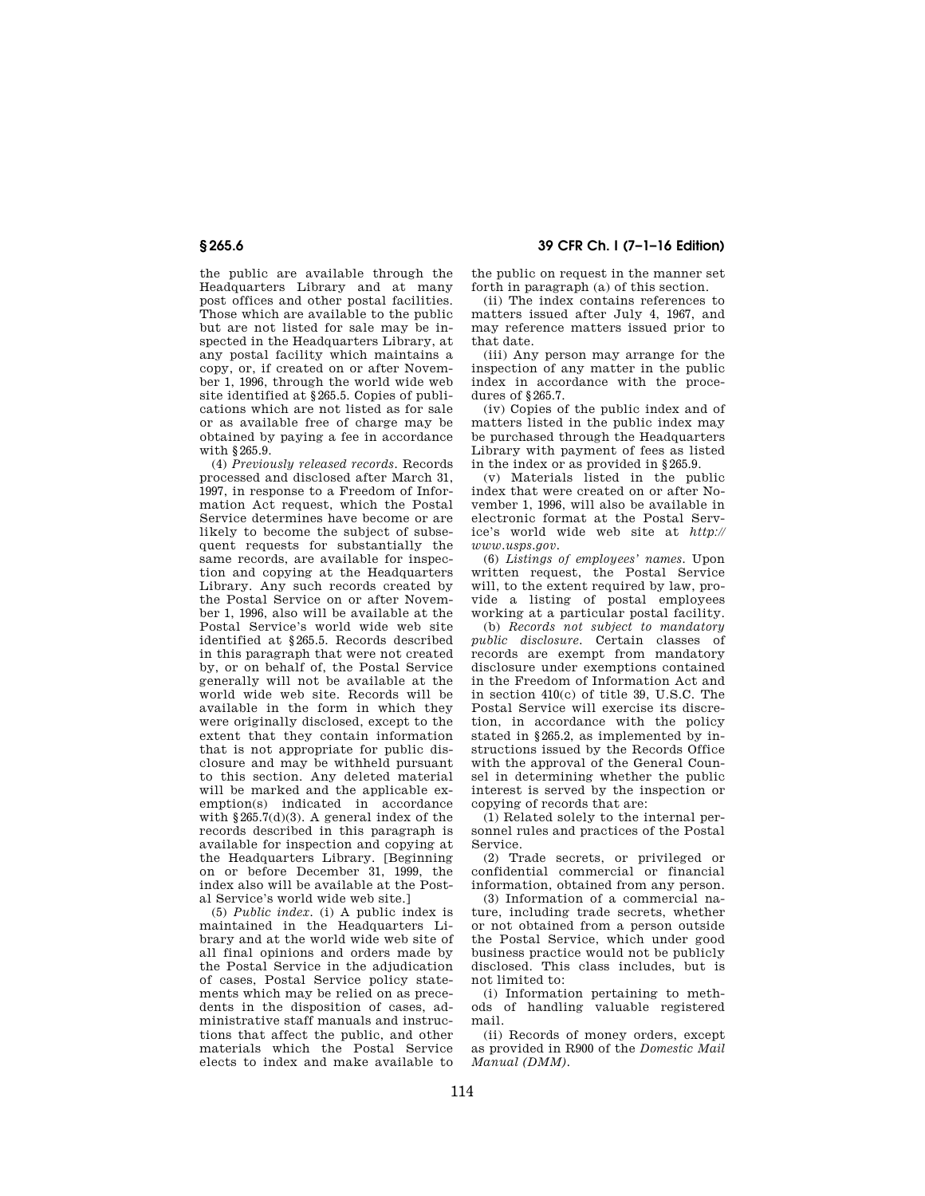the public are available through the Headquarters Library and at many post offices and other postal facilities. Those which are available to the public but are not listed for sale may be inspected in the Headquarters Library, at any postal facility which maintains a copy, or, if created on or after November 1, 1996, through the world wide web site identified at §265.5. Copies of publications which are not listed as for sale or as available free of charge may be obtained by paying a fee in accordance with §265.9.

(4) *Previously released records.* Records processed and disclosed after March 31, 1997, in response to a Freedom of Information Act request, which the Postal Service determines have become or are likely to become the subject of subsequent requests for substantially the same records, are available for inspection and copying at the Headquarters Library. Any such records created by the Postal Service on or after November 1, 1996, also will be available at the Postal Service's world wide web site identified at §265.5. Records described in this paragraph that were not created by, or on behalf of, the Postal Service generally will not be available at the world wide web site. Records will be available in the form in which they were originally disclosed, except to the extent that they contain information that is not appropriate for public disclosure and may be withheld pursuant to this section. Any deleted material will be marked and the applicable exemption(s) indicated in accordance with §265.7(d)(3). A general index of the records described in this paragraph is available for inspection and copying at the Headquarters Library. [Beginning on or before December 31, 1999, the index also will be available at the Postal Service's world wide web site.]

(5) *Public index.* (i) A public index is maintained in the Headquarters Library and at the world wide web site of all final opinions and orders made by the Postal Service in the adjudication of cases, Postal Service policy statements which may be relied on as precedents in the disposition of cases, administrative staff manuals and instructions that affect the public, and other materials which the Postal Service elects to index and make available to the public on request in the manner set forth in paragraph (a) of this section.

(ii) The index contains references to matters issued after July 4, 1967, and may reference matters issued prior to that date.

(iii) Any person may arrange for the inspection of any matter in the public index in accordance with the procedures of §265.7.

(iv) Copies of the public index and of matters listed in the public index may be purchased through the Headquarters Library with payment of fees as listed in the index or as provided in §265.9.

(v) Materials listed in the public index that were created on or after November 1, 1996, will also be available in electronic format at the Postal Service's world wide web site at *http://www.usps.gov.*

(6) *Listings of employees' names.* Upon written request, the Postal Service will, to the extent required by law, provide a listing of postal employees working at a particular postal facility.

(b) *Records not subject to mandatory public disclosure.* Certain classes of records are exempt from mandatory disclosure under exemptions contained in the Freedom of Information Act and in section 410(c) of title 39, U.S.C. The Postal Service will exercise its discretion, in accordance with the policy stated in §265.2, as implemented by instructions issued by the Records Office with the approval of the General Counsel in determining whether the public interest is served by the inspection or copying of records that are:

(1) Related solely to the internal personnel rules and practices of the Postal Service.

(2) Trade secrets, or privileged or confidential commercial or financial information, obtained from any person.

(3) Information of a commercial nature, including trade secrets, whether or not obtained from a person outside the Postal Service, which under good business practice would not be publicly disclosed. This class includes, but is not limited to:

(i) Information pertaining to methods of handling valuable registered mail.

(ii) Records of money orders, except as provided in R900 of the *Domestic Mail Manual (DMM).*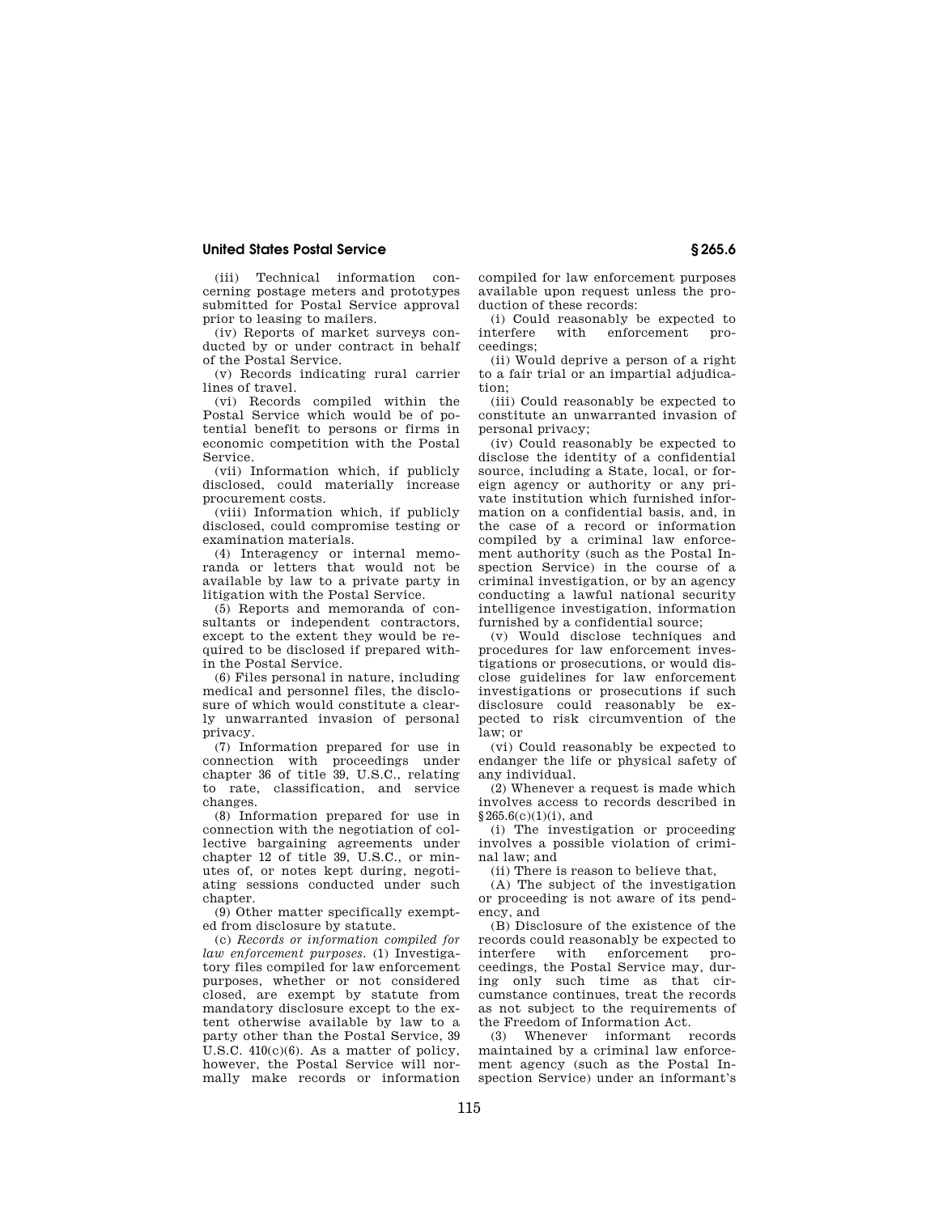(iii) Technical information concerning postage meters and prototypes submitted for Postal Service approval prior to leasing to mailers.

(iv) Reports of market surveys conducted by or under contract in behalf of the Postal Service.

(v) Records indicating rural carrier lines of travel.

(vi) Records compiled within the Postal Service which would be of potential benefit to persons or firms in economic competition with the Postal Service.

(vii) Information which, if publicly disclosed, could materially increase procurement costs.

(viii) Information which, if publicly disclosed, could compromise testing or examination materials.

(4) Interagency or internal memoranda or letters that would not be available by law to a private party in litigation with the Postal Service.

(5) Reports and memoranda of consultants or independent contractors, except to the extent they would be required to be disclosed if prepared within the Postal Service.

(6) Files personal in nature, including medical and personnel files, the disclosure of which would constitute a clearly unwarranted invasion of personal privacy.

(7) Information prepared for use in connection with proceedings under chapter 36 of title 39, U.S.C., relating to rate, classification, and service changes.

(8) Information prepared for use in connection with the negotiation of collective bargaining agreements under chapter 12 of title 39, U.S.C., or minutes of, or notes kept during, negotiating sessions conducted under such chapter.

(9) Other matter specifically exempted from disclosure by statute.

(c) *Records or information compiled for law enforcement purposes.* (1) Investigatory files compiled for law enforcement purposes, whether or not considered closed, are exempt by statute from mandatory disclosure except to the extent otherwise available by law to a party other than the Postal Service, 39 U.S.C. 410(c)(6). As a matter of policy, however, the Postal Service will normally make records or information compiled for law enforcement purposes available upon request unless the production of these records:

(i) Could reasonably be expected to interfere with enforcement proceedings;

(ii) Would deprive a person of a right to a fair trial or an impartial adjudication;

(iii) Could reasonably be expected to constitute an unwarranted invasion of personal privacy;

(iv) Could reasonably be expected to disclose the identity of a confidential source, including a State, local, or foreign agency or authority or any private institution which furnished information on a confidential basis, and, in the case of a record or information compiled by a criminal law enforcement authority (such as the Postal Inspection Service) in the course of a criminal investigation, or by an agency conducting a lawful national security intelligence investigation, information furnished by a confidential source;

(v) Would disclose techniques and procedures for law enforcement investigations or prosecutions, or would disclose guidelines for law enforcement investigations or prosecutions if such disclosure could reasonably be expected to risk circumvention of the law; or

(vi) Could reasonably be expected to endanger the life or physical safety of any individual.

(2) Whenever a request is made which involves access to records described in §265.6(c)(1)(i), and

(i) The investigation or proceeding involves a possible violation of criminal law; and

(ii) There is reason to believe that,

(A) The subject of the investigation or proceeding is not aware of its pendency, and

(B) Disclosure of the existence of the records could reasonably be expected to interfere with enforcement proceedings, the Postal Service may, during only such time as that circumstance continues, treat the records as not subject to the requirements of the Freedom of Information Act.

(3) Whenever informant records maintained by a criminal law enforcement agency (such as the Postal Inspection Service) under an informant's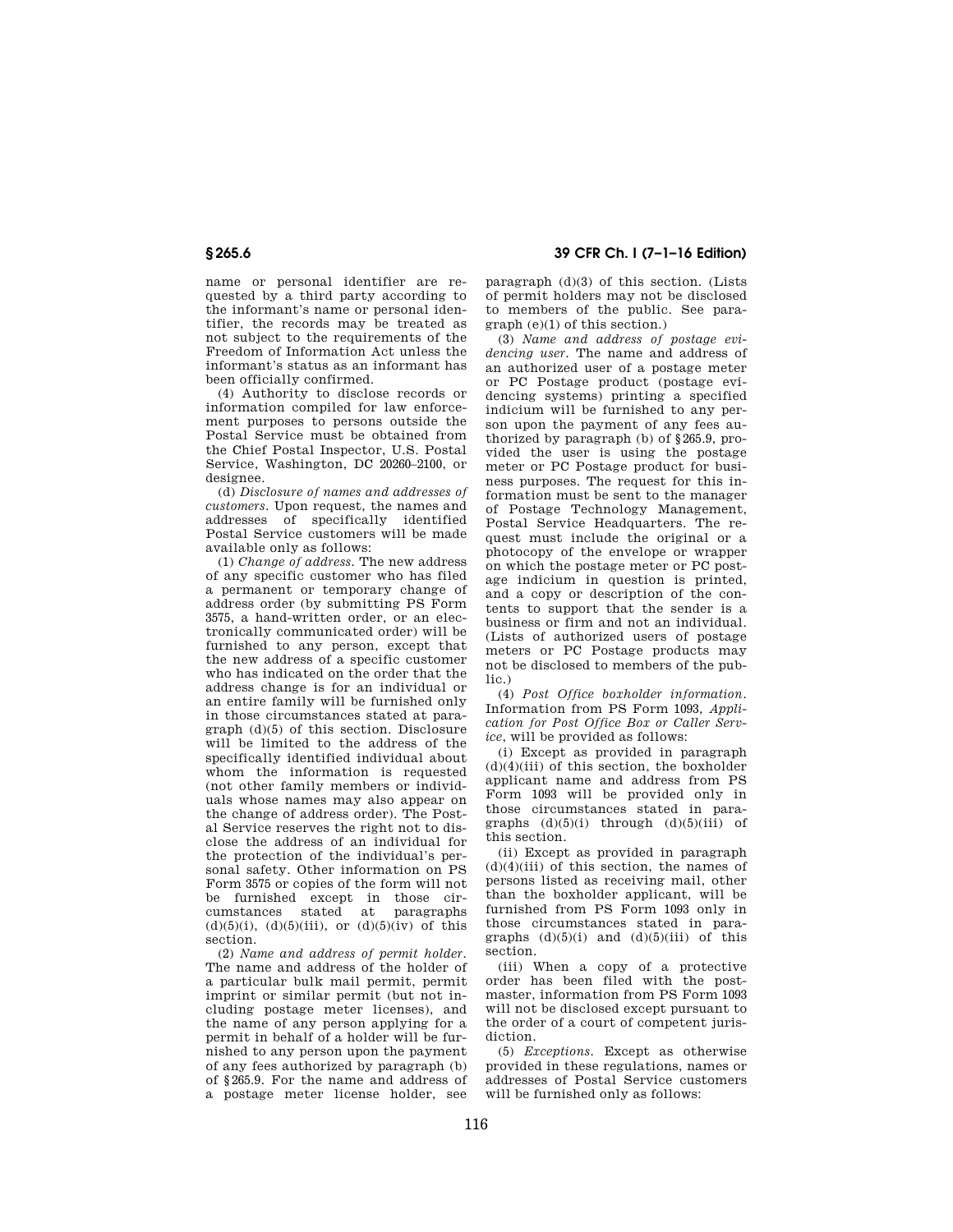name or personal identifier are requested by a third party according to the informant's name or personal identifier, the records may be treated as not subject to the requirements of the Freedom of Information Act unless the informant's status as an informant has been officially confirmed.

(4) Authority to disclose records or information compiled for law enforcement purposes to persons outside the Postal Service must be obtained from the Chief Postal Inspector, U.S. Postal Service, Washington, DC 20260–2100, or designee.

(d) *Disclosure of names and addresses of customers.* Upon request, the names and addresses of specifically identified Postal Service customers will be made available only as follows:

(1) *Change of address.* The new address of any specific customer who has filed a permanent or temporary change of address order (by submitting PS Form 3575, a hand-written order, or an electronically communicated order) will be furnished to any person, except that the new address of a specific customer who has indicated on the order that the address change is for an individual or an entire family will be furnished only in those circumstances stated at paragraph (d)(5) of this section. Disclosure will be limited to the address of the specifically identified individual about whom the information is requested (not other family members or individuals whose names may also appear on the change of address order). The Postal Service reserves the right not to disclose the address of an individual for the protection of the individual's personal safety. Other information on PS Form 3575 or copies of the form will not be furnished except in those circumstances stated at paragraphs (d)(5)(i), (d)(5)(iii), or (d)(5)(iv) of this section.

(2) *Name and address of permit holder.* The name and address of the holder of a particular bulk mail permit, permit imprint or similar permit (but not including postage meter licenses), and the name of any person applying for a permit in behalf of a holder will be furnished to any person upon the payment of any fees authorized by paragraph (b) of §265.9. For the name and address of a postage meter license holder, see paragraph (d)(3) of this section. (Lists of permit holders may not be disclosed to members of the public. See paragraph (e)(1) of this section.)

(3) *Name and address of postage evidencing user.* The name and address of an authorized user of a postage meter or PC Postage product (postage evidencing systems) printing a specified indicium will be furnished to any person upon the payment of any fees authorized by paragraph (b) of §265.9, provided the user is using the postage meter or PC Postage product for business purposes. The request for this information must be sent to the manager of Postage Technology Management, Postal Service Headquarters. The request must include the original or a photocopy of the envelope or wrapper on which the postage meter or PC postage indicium in question is printed, and a copy or description of the contents to support that the sender is a business or firm and not an individual. (Lists of authorized users of postage meters or PC Postage products may not be disclosed to members of the public.)

(4) *Post Office boxholder information.* Information from PS Form 1093, *Application for Post Office Box or Caller Service*, will be provided as follows:

(i) Except as provided in paragraph (d)(4)(iii) of this section, the boxholder applicant name and address from PS Form 1093 will be provided only in those circumstances stated in paragraphs (d)(5)(i) through (d)(5)(iii) of this section.

(ii) Except as provided in paragraph (d)(4)(iii) of this section, the names of persons listed as receiving mail, other than the boxholder applicant, will be furnished from PS Form 1093 only in those circumstances stated in paragraphs (d)(5)(i) and (d)(5)(iii) of this section.

(iii) When a copy of a protective order has been filed with the postmaster, information from PS Form 1093 will not be disclosed except pursuant to the order of a court of competent jurisdiction.

(5) *Exceptions.* Except as otherwise provided in these regulations, names or addresses of Postal Service customers will be furnished only as follows: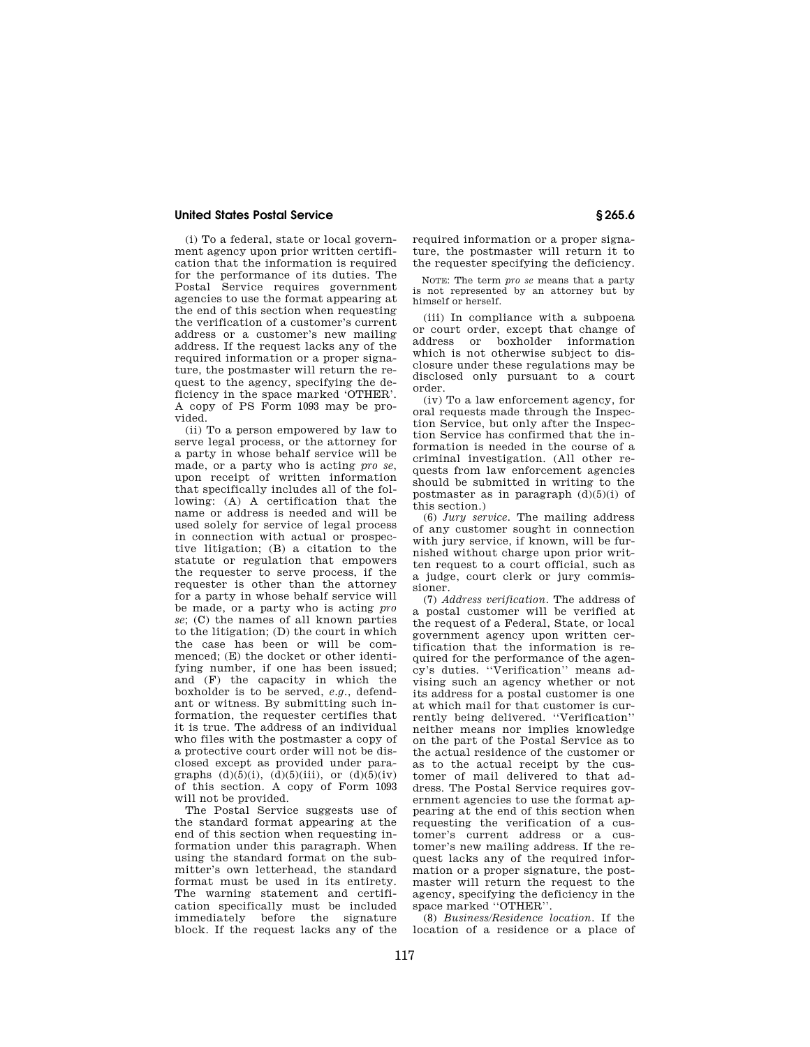(i) To a federal, state or local government agency upon prior written certification that the information is required for the performance of its duties. The Postal Service requires government agencies to use the format appearing at the end of this section when requesting the verification of a customer's current address or a customer's new mailing address. If the request lacks any of the required information or a proper signature, the postmaster will return the request to the agency, specifying the deficiency in the space marked 'OTHER'. A copy of PS Form 1093 may be provided.

(ii) To a person empowered by law to serve legal process, or the attorney for a party in whose behalf service will be made, or a party who is acting *pro se*, upon receipt of written information that specifically includes all of the following: (A) A certification that the name or address is needed and will be used solely for service of legal process in connection with actual or prospective litigation; (B) a citation to the statute or regulation that empowers the requester to serve process, if the requester is other than the attorney for a party in whose behalf service will be made, or a party who is acting *pro se*; (C) the names of all known parties to the litigation; (D) the court in which the case has been or will be commenced; (E) the docket or other identifying number, if one has been issued; and (F) the capacity in which the boxholder is to be served, *e.g.*, defendant or witness. By submitting such information, the requester certifies that it is true. The address of an individual who files with the postmaster a copy of a protective court order will not be disclosed except as provided under paragraphs (d)(5)(i), (d)(5)(iii), or (d)(5)(iv) of this section. A copy of Form 1093 will not be provided.

The Postal Service suggests use of the standard format appearing at the end of this section when requesting information under this paragraph. When using the standard format on the submitter's own letterhead, the standard format must be used in its entirety. The warning statement and certification specifically must be included immediately before the signature block. If the request lacks any of the required information or a proper signature, the postmaster will return it to the requester specifying the deficiency.

NOTE: The term *pro se* means that a party is not represented by an attorney but by himself or herself.

(iii) In compliance with a subpoena or court order, except that change of address or boxholder information which is not otherwise subject to disclosure under these regulations may be disclosed only pursuant to a court order.

(iv) To a law enforcement agency, for oral requests made through the Inspection Service, but only after the Inspection Service has confirmed that the information is needed in the course of a criminal investigation. (All other requests from law enforcement agencies should be submitted in writing to the postmaster as in paragraph (d)(5)(i) of this section.)

(6) *Jury service*. The mailing address of any customer sought in connection with jury service, if known, will be furnished without charge upon prior written request to a court official, such as a judge, court clerk or jury commissioner.

(7) *Address verification*. The address of a postal customer will be verified at the request of a Federal, State, or local government agency upon written certification that the information is required for the performance of the agency's duties. ''Verification'' means advising such an agency whether or not its address for a postal customer is one at which mail for that customer is currently being delivered. ''Verification'' neither means nor implies knowledge on the part of the Postal Service as to the actual residence of the customer or as to the actual receipt by the customer of mail delivered to that address. The Postal Service requires government agencies to use the format appearing at the end of this section when requesting the verification of a customer's current address or a customer's new mailing address. If the request lacks any of the required information or a proper signature, the postmaster will return the request to the agency, specifying the deficiency in the space marked ''OTHER''.

(8) *Business/Residence location*. If the location of a residence or a place of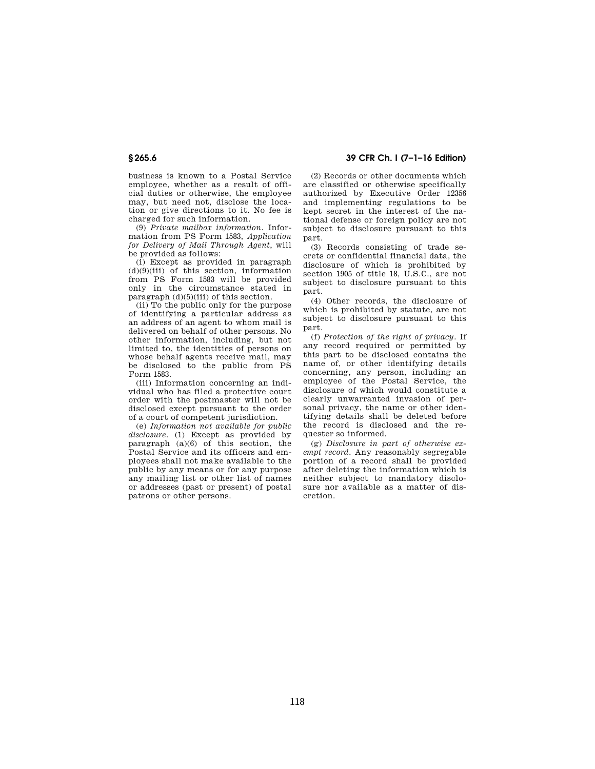business is known to a Postal Service employee, whether as a result of official duties or otherwise, the employee may, but need not, disclose the location or give directions to it. No fee is charged for such information.

(9) *Private mailbox information.* Information from PS Form 1583, *Application for Delivery of Mail Through Agent*, will be provided as follows:

(i) Except as provided in paragraph (d)(9)(iii) of this section, information from PS Form 1583 will be provided only in the circumstance stated in paragraph (d)(5)(iii) of this section.

(ii) To the public only for the purpose of identifying a particular address as an address of an agent to whom mail is delivered on behalf of other persons. No other information, including, but not limited to, the identities of persons on whose behalf agents receive mail, may be disclosed to the public from PS Form 1583.

(iii) Information concerning an individual who has filed a protective court order with the postmaster will not be disclosed except pursuant to the order of a court of competent jurisdiction.

(e) *Information not available for public disclosure.* (1) Except as provided by paragraph (a)(6) of this section, the Postal Service and its officers and employees shall not make available to the public by any means or for any purpose any mailing list or other list of names or addresses (past or present) of postal patrons or other persons.

(2) Records or other documents which are classified or otherwise specifically authorized by Executive Order 12356 and implementing regulations to be kept secret in the interest of the national defense or foreign policy are not subject to disclosure pursuant to this part.

(3) Records consisting of trade secrets or confidential financial data, the disclosure of which is prohibited by section 1905 of title 18, U.S.C., are not subject to disclosure pursuant to this part.

(4) Other records, the disclosure of which is prohibited by statute, are not subject to disclosure pursuant to this part.

(f) *Protection of the right of privacy.* If any record required or permitted by this part to be disclosed contains the name of, or other identifying details concerning, any person, including an employee of the Postal Service, the disclosure of which would constitute a clearly unwarranted invasion of personal privacy, the name or other identifying details shall be deleted before the record is disclosed and the requester so informed.

(g) *Disclosure in part of otherwise exempt record.* Any reasonably segregable portion of a record shall be provided after deleting the information which is neither subject to mandatory disclosure nor available as a matter of discretion.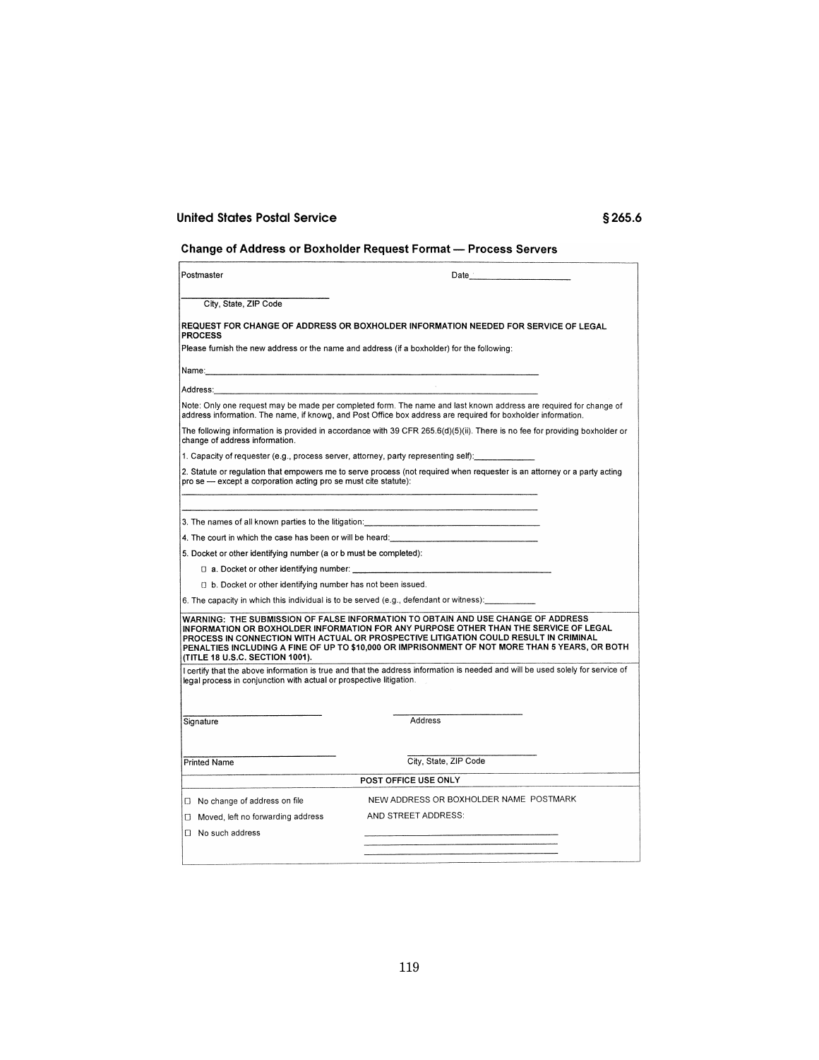## Change of Address or Boxholder Request Format — Process Servers

Postmaster

Date\_\_\_\_\_\_\_\_\_\_\_\_\_\_\_\_\_\_\_\_

\_\_\_\_\_\_\_\_\_\_\_\_\_\_\_\_\_\_\_\_\_\_\_\_\_\_\_\_
City, State, ZIP Code

**REQUEST FOR CHANGE OF ADDRESS OR BOXHOLDER INFORMATION NEEDED FOR SERVICE OF LEGAL PROCESS**

Please furnish the new address or the name and address (if a boxholder) for the following:

Name:\_\_\_\_\_\_\_\_\_\_\_\_\_\_\_\_\_\_\_\_\_\_\_\_\_\_\_\_\_\_\_\_\_\_\_\_\_\_\_\_\_\_\_\_\_\_\_\_\_\_\_\_\_\_\_\_\_\_\_\_

Address:\_\_\_\_\_\_\_\_\_\_\_\_\_\_\_\_\_\_\_\_\_\_\_\_\_\_\_\_\_\_\_\_\_\_\_\_\_\_\_\_\_\_\_\_\_\_\_\_\_\_\_\_\_\_\_\_\_\_

Note: Only one request may be made per completed form. The name and last known address are required for change of address information. The name, if known, and Post Office box address are required for boxholder information.

The following information is provided in accordance with 39 CFR 265.6(d)(5)(ii). There is no fee for providing boxholder or change of address information.

1. Capacity of requester (e.g., process server, attorney, party representing self):\_\_\_\_\_\_\_\_\_\_\_\_

2. Statute or regulation that empowers me to serve process (not required when requester is an attorney or a party acting pro se — except a corporation acting pro se must cite statute):

\_\_\_\_\_\_\_\_\_\_\_\_\_\_\_\_\_\_\_\_\_\_\_\_\_\_\_\_\_\_\_\_\_\_\_\_\_\_\_\_\_\_\_\_\_\_\_\_\_\_\_\_\_\_\_\_\_\_\_\_\_\_\_\_

\_\_\_\_\_\_\_\_\_\_\_\_\_\_\_\_\_\_\_\_\_\_\_\_\_\_\_\_\_\_\_\_\_\_\_\_\_\_\_\_\_\_\_\_\_\_\_\_\_\_\_\_\_\_\_\_\_\_\_\_\_\_\_\_

3. The names of all known parties to the litigation:\_\_\_\_\_\_\_\_\_\_\_\_\_\_\_\_\_\_\_\_\_\_\_\_\_\_\_\_\_\_\_\_

4. The court in which the case has been or will be heard:\_\_\_\_\_\_\_\_\_\_\_\_\_\_\_\_\_\_\_\_\_\_\_\_\_\_\_\_

5. Docket or other identifying number (a or b must be completed):

☐ a. Docket or other identifying number: \_\_\_\_\_\_\_\_\_\_\_\_\_\_\_\_\_\_\_\_\_\_\_\_\_\_\_\_\_\_\_\_\_\_\_\_\_\_

☐ b. Docket or other identifying number has not been issued.

6. The capacity in which this individual is to be served (e.g., defendant or witness):\_\_\_\_\_\_\_\_\_\_

**WARNING: THE SUBMISSION OF FALSE INFORMATION TO OBTAIN AND USE CHANGE OF ADDRESS INFORMATION OR BOXHOLDER INFORMATION FOR ANY PURPOSE OTHER THAN THE SERVICE OF LEGAL PROCESS IN CONNECTION WITH ACTUAL OR PROSPECTIVE LITIGATION COULD RESULT IN CRIMINAL PENALTIES INCLUDING A FINE OF UP TO $10,000 OR IMPRISONMENT OF NOT MORE THAN 5 YEARS, OR BOTH (TITLE 18 U.S.C. SECTION 1001).**

I certify that the above information is true and that the address information is needed and will be used solely for service of legal process in conjunction with actual or prospective litigation.

\_\_\_\_\_\_\_\_\_\_\_\_\_\_\_\_\_\_\_\_\_\_\_\_ \_\_\_\_\_\_\_\_\_\_\_\_\_\_\_\_\_\_\_\_\_\_\_\_
Signature Address

\_\_\_\_\_\_\_\_\_\_\_\_\_\_\_\_\_\_\_\_\_\_\_\_ \_\_\_\_\_\_\_\_\_\_\_\_\_\_\_\_\_\_\_\_\_\_\_\_
Printed Name City, State, ZIP Code

**POST OFFICE USE ONLY**

☐ No change of address on file

☐ Moved, left no forwarding address

☐ No such address

NEW ADDRESS OR BOXHOLDER NAME AND STREET ADDRESS:

\_\_\_\_\_\_\_\_\_\_\_\_\_\_\_\_\_\_\_\_\_\_\_\_\_\_\_\_\_\_\_\_\_\_\_\_

\_\_\_\_\_\_\_\_\_\_\_\_\_\_\_\_\_\_\_\_\_\_\_\_\_\_\_\_\_\_\_\_\_\_\_\_

\_\_\_\_\_\_\_\_\_\_\_\_\_\_\_\_\_\_\_\_\_\_\_\_\_\_\_\_\_\_\_\_\_\_\_\_

POSTMARK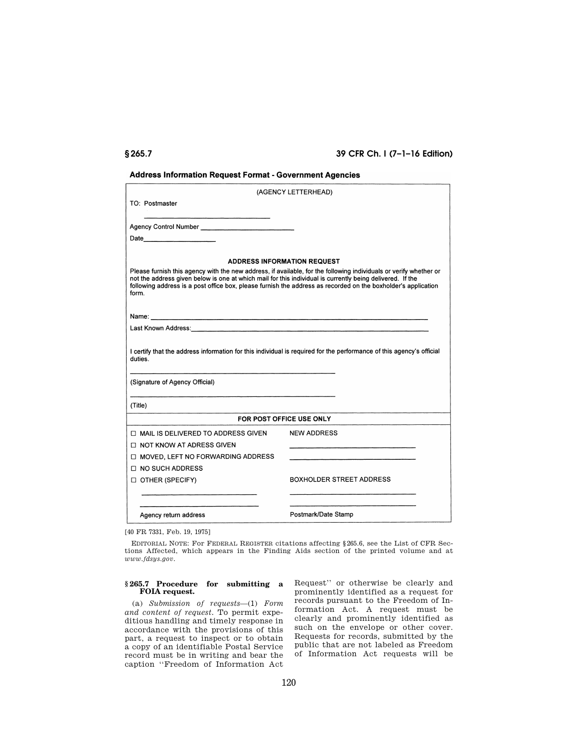**Address Information Request Format - Government Agencies**

(AGENCY LETTERHEAD)

TO: Postmaster

\_\_\_\_\_\_\_\_\_\_\_\_\_\_\_\_\_\_\_\_\_\_\_\_\_\_\_\_\_\_

Agency Control Number \_\_\_\_\_\_\_\_\_\_\_\_\_\_\_\_\_\_\_\_\_\_\_\_

Date\_\_\_\_\_\_\_\_\_\_\_\_\_\_\_\_\_\_\_

**ADDRESS INFORMATION REQUEST**

Please furnish this agency with the new address, if available, for the following individuals or verify whether or not the address given below is one at which mail for this individual is currently being delivered. If the following address is a post office box, please furnish the address as recorded on the boxholder's application form.

Name: \_\_\_\_\_\_\_\_\_\_\_\_\_\_\_\_\_\_\_\_\_\_\_\_\_\_\_\_\_\_\_\_\_\_\_\_\_\_\_\_\_\_\_\_\_\_\_\_\_\_\_\_\_\_\_\_\_\_\_\_\_\_

Last Known Address:\_\_\_\_\_\_\_\_\_\_\_\_\_\_\_\_\_\_\_\_\_\_\_\_\_\_\_\_\_\_\_\_\_\_\_\_\_\_\_\_\_\_\_\_\_\_\_\_\_\_\_\_\_\_

I certify that the address information for this individual is required for the performance of this agency's official duties.

\_\_\_\_\_\_\_\_\_\_\_\_\_\_\_\_\_\_\_\_\_\_\_\_\_\_\_\_\_\_\_\_\_\_\_\_\_\_\_\_\_\_\_\_\_\_\_\_

(Signature of Agency Official)

\_\_\_\_\_\_\_\_\_\_\_\_\_\_\_\_\_\_\_\_\_\_\_\_\_\_\_\_\_\_\_\_\_\_\_\_\_\_\_\_\_\_\_\_\_\_\_\_

(Title)

**FOR POST OFFICE USE ONLY**

| | |
|---|---|
| ☐ MAIL IS DELIVERED TO ADDRESS GIVEN | NEW ADDRESS |
| ☐ NOT KNOW AT ADRESS GIVEN | \_\_\_\_\_\_\_\_\_\_\_\_\_\_\_\_\_\_\_\_\_\_\_\_\_\_\_\_ |
| ☐ MOVED, LEFT NO FORWARDING ADDRESS | \_\_\_\_\_\_\_\_\_\_\_\_\_\_\_\_\_\_\_\_\_\_\_\_\_\_\_\_ |
| ☐ NO SUCH ADDRESS | |
| ☐ OTHER (SPECIFY) | BOXHOLDER STREET ADDRESS |
| \_\_\_\_\_\_\_\_\_\_\_\_\_\_\_\_\_\_\_\_\_\_\_\_\_\_ | \_\_\_\_\_\_\_\_\_\_\_\_\_\_\_\_\_\_\_\_\_\_\_\_\_\_\_\_ |
| \_\_\_\_\_\_\_\_\_\_\_\_\_\_\_\_\_\_\_\_\_\_\_\_\_\_ | \_\_\_\_\_\_\_\_\_\_\_\_\_\_\_\_\_\_\_\_\_\_\_\_\_\_\_\_ |
| Agency return address | Postmark/Date Stamp |

[40 FR 7331, Feb. 19, 1975]

EDITORIAL NOTE: For FEDERAL REGISTER citations affecting §265.6, see the List of CFR Sections Affected, which appears in the Finding Aids section of the printed volume and at *www.fdsys.gov*.

### §265.7 Procedure for submitting a FOIA request.

(a) *Submission of requests*—(1) *Form and content of request.* To permit expeditious handling and timely response in accordance with the provisions of this part, a request to inspect or to obtain a copy of an identifiable Postal Service record must be in writing and bear the caption "Freedom of Information Act Request" or otherwise be clearly and prominently identified as a request for records pursuant to the Freedom of Information Act. A request must be clearly and prominently identified as such on the envelope or other cover. Requests for records, submitted by the public that are not labeled as Freedom of Information Act requests will be